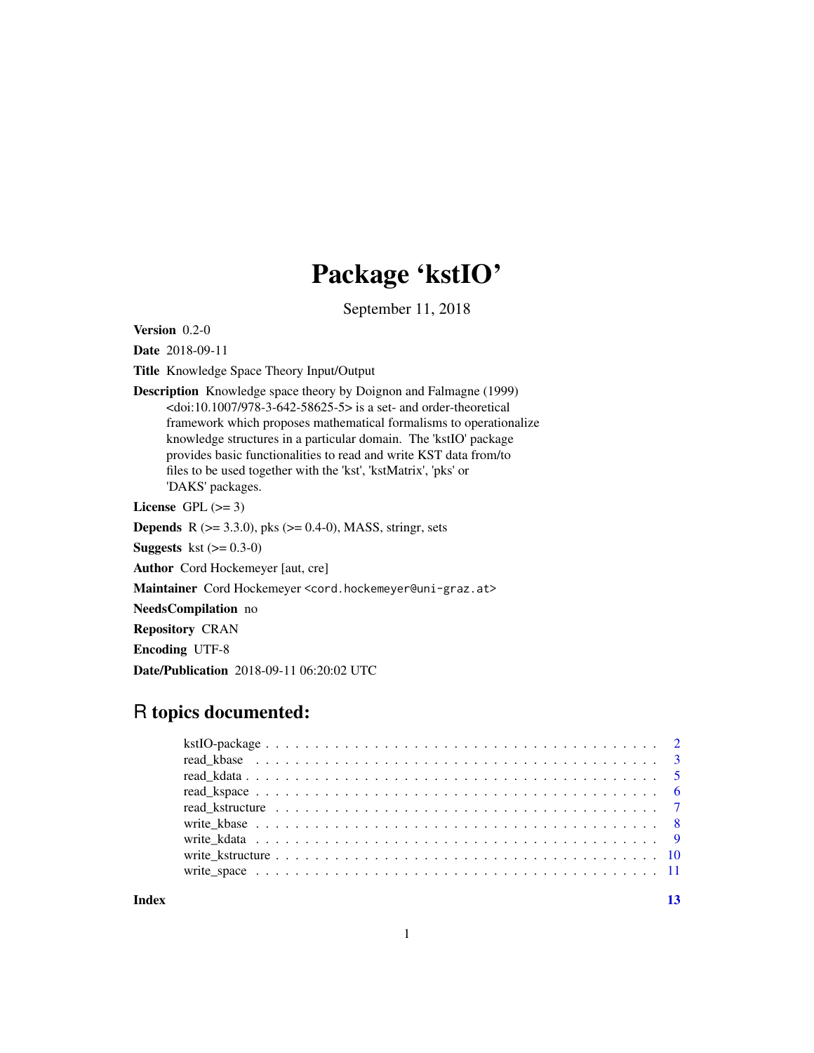# Package 'kstIO'

September 11, 2018

**Version** 0.2-0

**Date** 2018-09-11

**Title** Knowledge Space Theory Input/Output

**Description** Knowledge space theory by Doignon and Falmagne (1999) <doi:10.1007/978-3-642-58625-5> is a set- and order-theoretical framework which proposes mathematical formalisms to operationalize knowledge structures in a particular domain. The 'kstIO' package provides basic functionalities to read and write KST data from/to files to be used together with the 'kst', 'kstMatrix', 'pks' or 'DAKS' packages.

**License** GPL (>= 3)

**Depends** R (>= 3.3.0), pks (>= 0.4-0), MASS, stringr, sets

**Suggests** kst (>= 0.3-0)

**Author** Cord Hockemeyer [aut, cre]

**Maintainer** Cord Hockemeyer <cord.hockemeyer@uni-graz.at>

**NeedsCompilation** no

**Repository** CRAN

**Encoding** UTF-8

**Date/Publication** 2018-09-11 06:20:02 UTC

## R topics documented:

| | |
|---|---|
| kstIO-package | 2 |
| read_kbase | 3 |
| read_kdata | 5 |
| read_kspace | 6 |
| read_kstructure | 7 |
| write_kbase | 8 |
| write_kdata | 9 |
| write_kstructure | 10 |
| write_space | 11 |
| **Index** | **13** |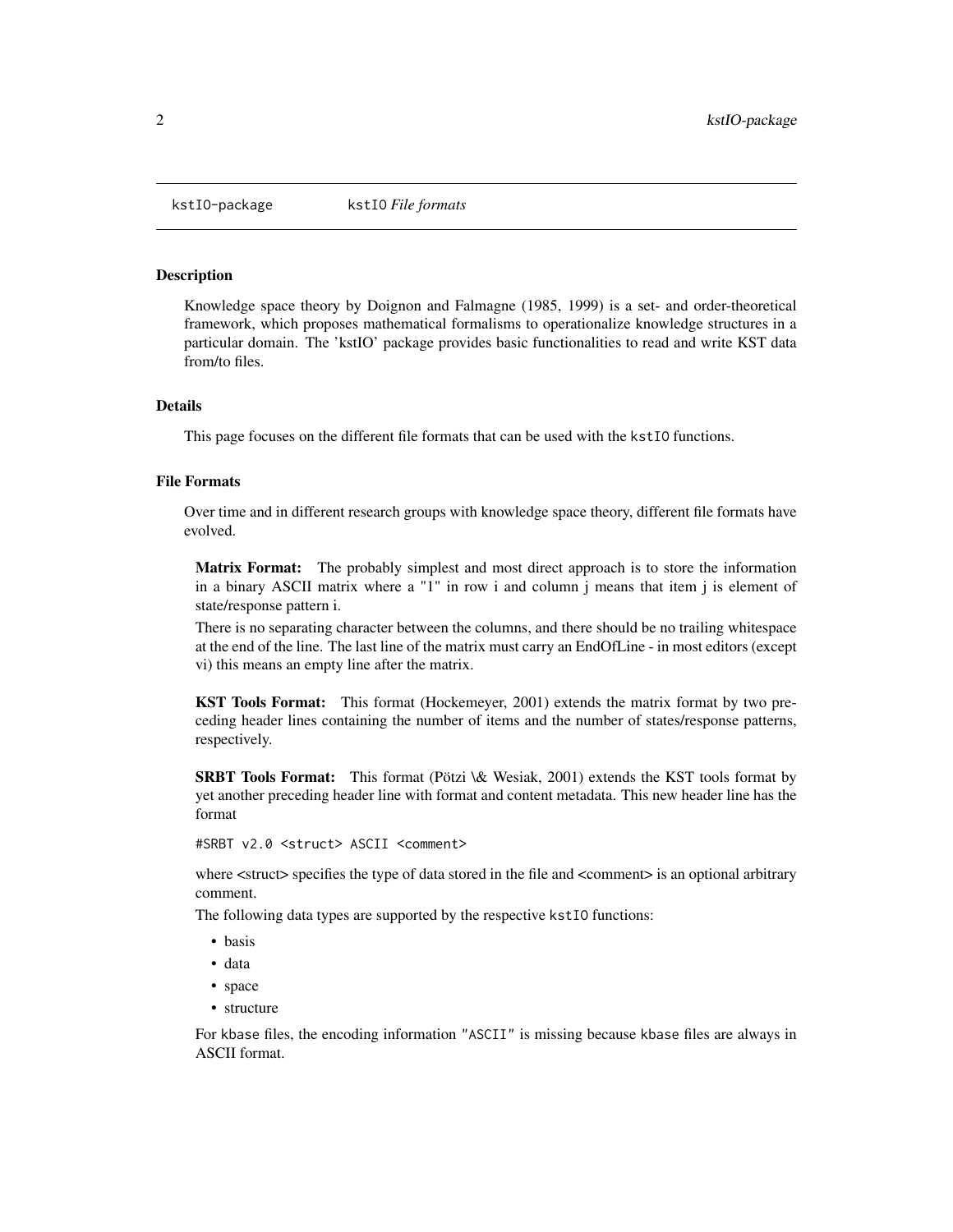kstIO-package    kstIO *File formats*

## Description

Knowledge space theory by Doignon and Falmagne (1985, 1999) is a set- and order-theoretical framework, which proposes mathematical formalisms to operationalize knowledge structures in a particular domain. The 'kstIO' package provides basic functionalities to read and write KST data from/to files.

## Details

This page focuses on the different file formats that can be used with the kstIO functions.

## File Formats

Over time and in different research groups with knowledge space theory, different file formats have evolved.

**Matrix Format:** The probably simplest and most direct approach is to store the information in a binary ASCII matrix where a "1" in row i and column j means that item j is element of state/response pattern i.

There is no separating character between the columns, and there should be no trailing whitespace at the end of the line. The last line of the matrix must carry an EndOfLine - in most editors (except vi) this means an empty line after the matrix.

**KST Tools Format:** This format (Hockemeyer, 2001) extends the matrix format by two preceding header lines containing the number of items and the number of states/response patterns, respectively.

**SRBT Tools Format:** This format (Pötzi \& Wesiak, 2001) extends the KST tools format by yet another preceding header line with format and content metadata. This new header line has the format

```
#SRBT v2.0 <struct> ASCII <comment>
```

where <struct> specifies the type of data stored in the file and <comment> is an optional arbitrary comment.

The following data types are supported by the respective kstIO functions:

- basis
- data
- space
- structure

For kbase files, the encoding information "ASCII" is missing because kbase files are always in ASCII format.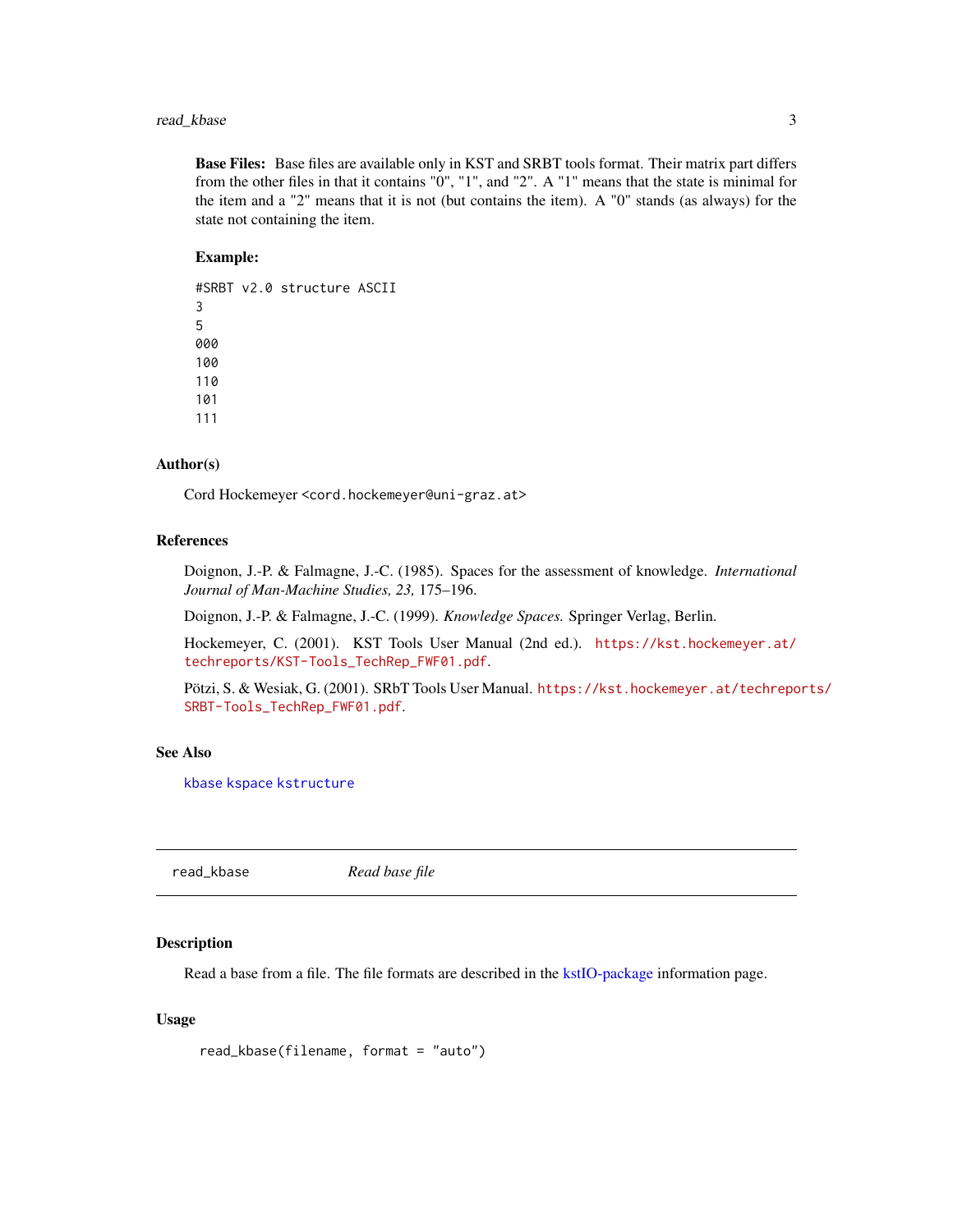**Base Files:** Base files are available only in KST and SRBT tools format. Their matrix part differs from the other files in that it contains "0", "1", and "2". A "1" means that the state is minimal for the item and a "2" means that it is not (but contains the item). A "0" stands (as always) for the state not containing the item.

**Example:**

```
#SRBT v2.0 structure ASCII
3
5
000
100
110
101
111
```

### Author(s)

Cord Hockemeyer <cord.hockemeyer@uni-graz.at>

### References

Doignon, J.-P. & Falmagne, J.-C. (1985). Spaces for the assessment of knowledge. *International Journal of Man-Machine Studies, 23,* 175–196.

Doignon, J.-P. & Falmagne, J.-C. (1999). *Knowledge Spaces.* Springer Verlag, Berlin.

Hockemeyer, C. (2001). KST Tools User Manual (2nd ed.). https://kst.hockemeyer.at/techreports/KST-Tools_TechRep_FWF01.pdf.

Pötzi, S. & Wesiak, G. (2001). SRbT Tools User Manual. https://kst.hockemeyer.at/techreports/SRBT-Tools_TechRep_FWF01.pdf.

### See Also

kbase kspace kstructure

---

## read_kbase — *Read base file*

### Description

Read a base from a file. The file formats are described in the kstIO-package information page.

### Usage

```
read_kbase(filename, format = "auto")
```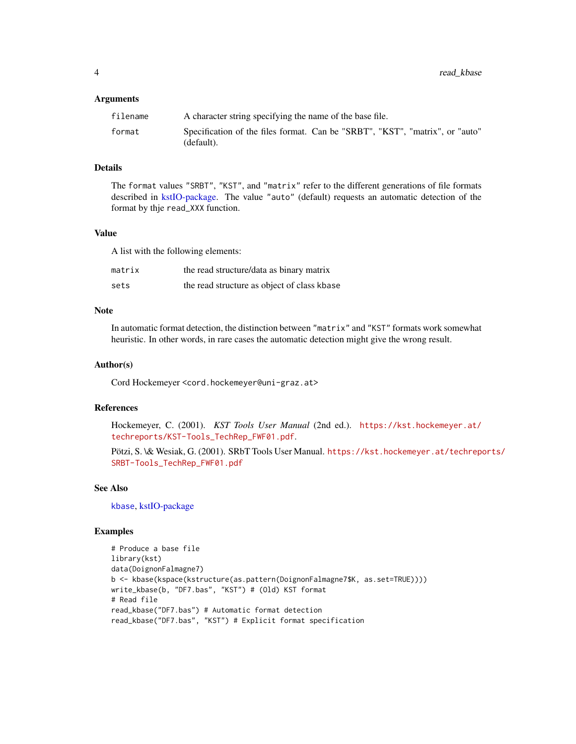### Arguments

| | |
|---|---|
| `filename` | A character string specifying the name of the base file. |
| `format` | Specification of the files format. Can be "SRBT", "KST", "matrix", or "auto" (default). |

### Details

The `format` values `"SRBT"`, `"KST"`, and `"matrix"` refer to the different generations of file formats described in kstIO-package. The value `"auto"` (default) requests an automatic detection of the format by thje `read_XXX` function.

### Value

A list with the following elements:

| | |
|---|---|
| `matrix` | the read structure/data as binary matrix |
| `sets` | the read structure as object of class kbase |

### Note

In automatic format detection, the distinction between `"matrix"` and `"KST"` formats work somewhat heuristic. In other words, in rare cases the automatic detection might give the wrong result.

### Author(s)

Cord Hockemeyer `<cord.hockemeyer@uni-graz.at>`

### References

Hockemeyer, C. (2001). *KST Tools User Manual* (2nd ed.). https://kst.hockemeyer.at/techreports/KST-Tools_TechRep_FWF01.pdf.

Pötzi, S. \& Wesiak, G. (2001). SRbT Tools User Manual. https://kst.hockemeyer.at/techreports/SRBT-Tools_TechRep_FWF01.pdf

### See Also

kbase, kstIO-package

### Examples

```
# Produce a base file
library(kst)
data(DoignonFalmagne7)
b <- kbase(kspace(kstructure(as.pattern(DoignonFalmagne7$K, as.set=TRUE))))
write_kbase(b, "DF7.bas", "KST") # (Old) KST format
# Read file
read_kbase("DF7.bas") # Automatic format detection
read_kbase("DF7.bas", "KST") # Explicit format specification
```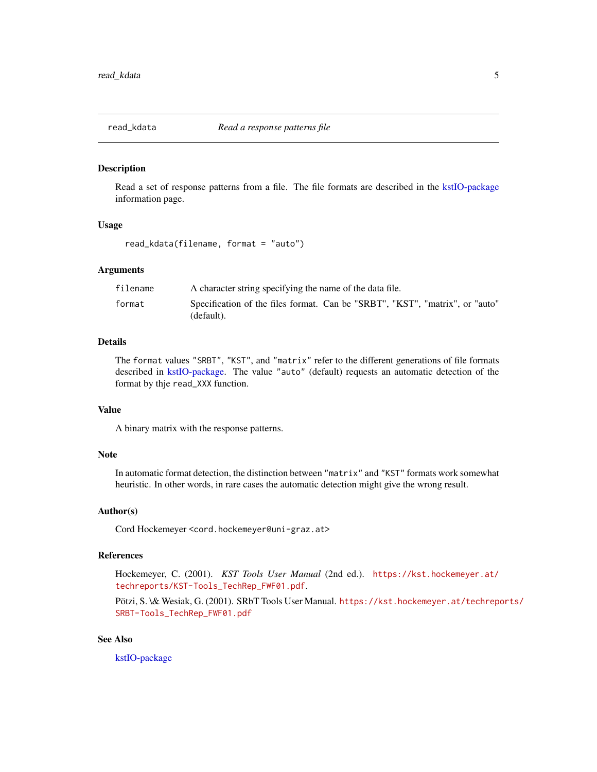# read_kdata *Read a response patterns file*

## Description

Read a set of response patterns from a file. The file formats are described in the kstIO-package information page.

## Usage

```
read_kdata(filename, format = "auto")
```

## Arguments

| | |
|---|---|
| `filename` | A character string specifying the name of the data file. |
| `format` | Specification of the files format. Can be "SRBT", "KST", "matrix", or "auto" (default). |

## Details

The `format` values `"SRBT"`, `"KST"`, and `"matrix"` refer to the different generations of file formats described in kstIO-package. The value `"auto"` (default) requests an automatic detection of the format by thje `read_XXX` function.

## Value

A binary matrix with the response patterns.

## Note

In automatic format detection, the distinction between `"matrix"` and `"KST"` formats work somewhat heuristic. In other words, in rare cases the automatic detection might give the wrong result.

## Author(s)

Cord Hockemeyer `<cord.hockemeyer@uni-graz.at>`

## References

Hockemeyer, C. (2001). *KST Tools User Manual* (2nd ed.). https://kst.hockemeyer.at/techreports/KST-Tools_TechRep_FWF01.pdf.

Pötzi, S. \& Wesiak, G. (2001). SRbT Tools User Manual. https://kst.hockemeyer.at/techreports/SRBT-Tools_TechRep_FWF01.pdf

## See Also

kstIO-package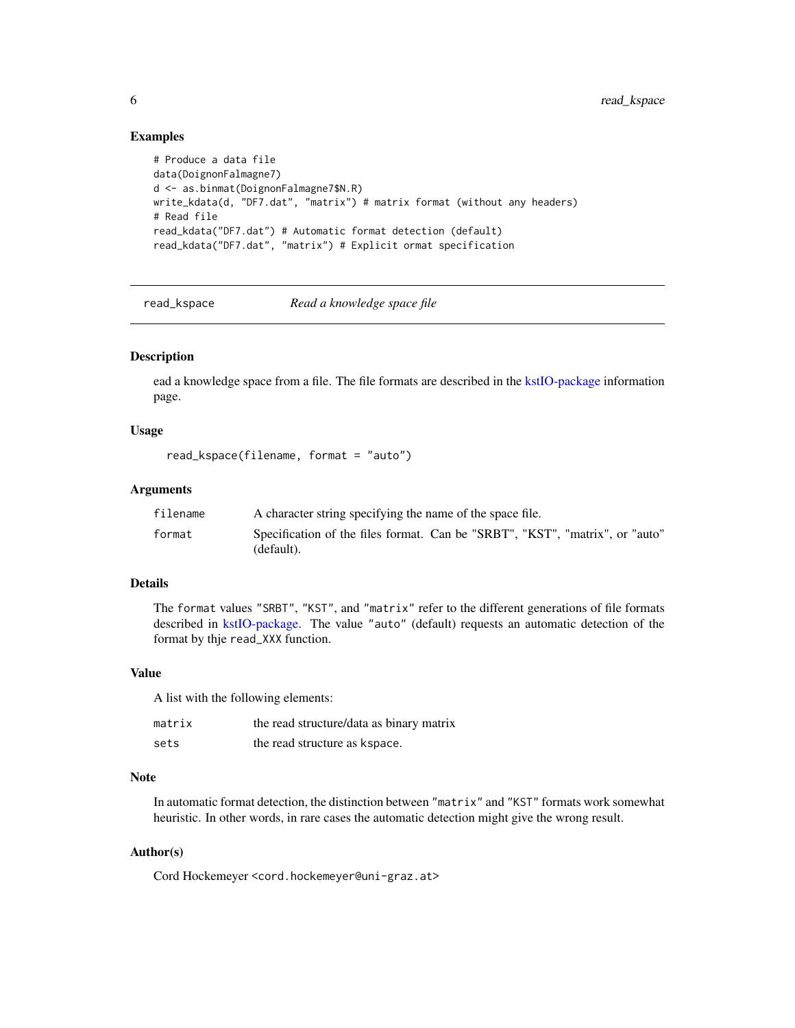## Examples

```
# Produce a data file
data(DoignonFalmagne7)
d <- as.binmat(DoignonFalmagne7$N.R)
write_kdata(d, "DF7.dat", "matrix") # matrix format (without any headers)
# Read file
read_kdata("DF7.dat") # Automatic format detection (default)
read_kdata("DF7.dat", "matrix") # Explicit ormat specification
```

---

`read_kspace` *Read a knowledge space file*

---

## Description

ead a knowledge space from a file. The file formats are described in the kstIO-package information page.

## Usage

```
read_kspace(filename, format = "auto")
```

## Arguments

| | |
|---|---|
| `filename` | A character string specifying the name of the space file. |
| `format` | Specification of the files format. Can be "SRBT", "KST", "matrix", or "auto" (default). |

## Details

The `format` values `"SRBT"`, `"KST"`, and `"matrix"` refer to the different generations of file formats described in kstIO-package. The value `"auto"` (default) requests an automatic detection of the format by thje `read_XXX` function.

## Value

A list with the following elements:

| | |
|---|---|
| `matrix` | the read structure/data as binary matrix |
| `sets` | the read structure as `kspace`. |

## Note

In automatic format detection, the distinction between `"matrix"` and `"KST"` formats work somewhat heuristic. In other words, in rare cases the automatic detection might give the wrong result.

## Author(s)

Cord Hockemeyer `<cord.hockemeyer@uni-graz.at>`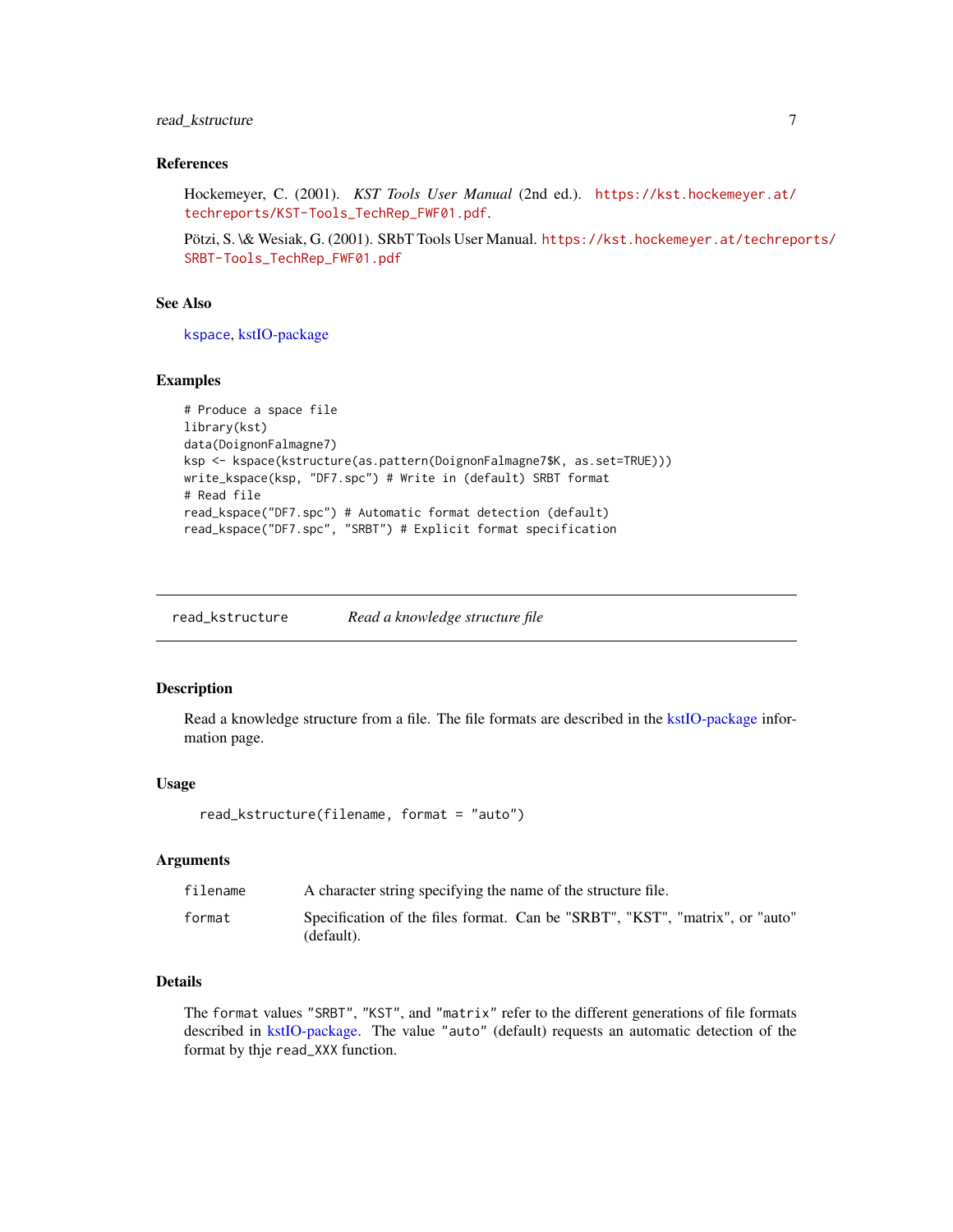## References

Hockemeyer, C. (2001). *KST Tools User Manual* (2nd ed.). https://kst.hockemeyer.at/techreports/KST-Tools_TechRep_FWF01.pdf.

Pötzi, S. \& Wesiak, G. (2001). SRbT Tools User Manual. https://kst.hockemeyer.at/techreports/SRBT-Tools_TechRep_FWF01.pdf

## See Also

kspace, kstIO-package

## Examples

```
# Produce a space file
library(kst)
data(DoignonFalmagne7)
ksp <- kspace(kstructure(as.pattern(DoignonFalmagne7$K, as.set=TRUE)))
write_kspace(ksp, "DF7.spc") # Write in (default) SRBT format
# Read file
read_kspace("DF7.spc") # Automatic format detection (default)
read_kspace("DF7.spc", "SRBT") # Explicit format specification
```

---

# read_kstructure — *Read a knowledge structure file*

---

## Description

Read a knowledge structure from a file. The file formats are described in the kstIO-package information page.

## Usage

```
read_kstructure(filename, format = "auto")
```

## Arguments

| | |
|---|---|
| filename | A character string specifying the name of the structure file. |
| format | Specification of the files format. Can be "SRBT", "KST", "matrix", or "auto" (default). |

## Details

The format values "SRBT", "KST", and "matrix" refer to the different generations of file formats described in kstIO-package. The value "auto" (default) requests an automatic detection of the format by thje read_XXX function.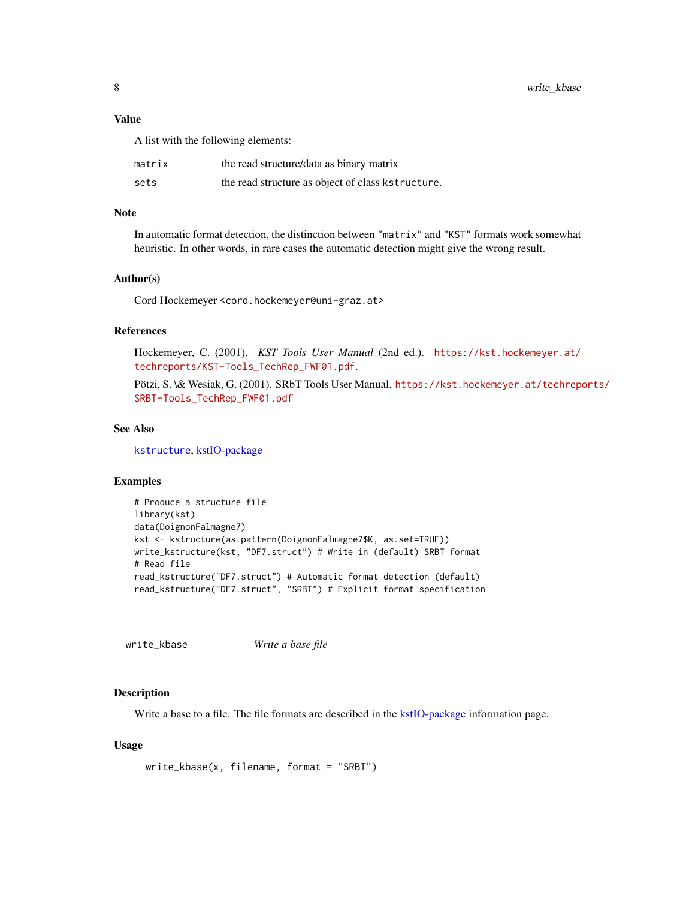### Value

A list with the following elements:

| | |
|---|---|
| `matrix` | the read structure/data as binary matrix |
| `sets` | the read structure as object of class `kstructure`. |

### Note

In automatic format detection, the distinction between "`matrix`" and "`KST`" formats work somewhat heuristic. In other words, in rare cases the automatic detection might give the wrong result.

### Author(s)

Cord Hockemeyer <`cord.hockemeyer@uni-graz.at`>

### References

Hockemeyer, C. (2001). *KST Tools User Manual* (2nd ed.). `https://kst.hockemeyer.at/techreports/KST-Tools_TechRep_FWF01.pdf`.

Pötzi, S. \& Wesiak, G. (2001). SRbT Tools User Manual. `https://kst.hockemeyer.at/techreports/SRBT-Tools_TechRep_FWF01.pdf`

### See Also

`kstructure`, kstIO-package

### Examples

```
# Produce a structure file
library(kst)
data(DoignonFalmagne7)
kst <- kstructure(as.pattern(DoignonFalmagne7$K, as.set=TRUE))
write_kstructure(kst, "DF7.struct") # Write in (default) SRBT format
# Read file
read_kstructure("DF7.struct") # Automatic format detection (default)
read_kstructure("DF7.struct", "SRBT") # Explicit format specification
```

---

## write_kbase — *Write a base file*

### Description

Write a base to a file. The file formats are described in the kstIO-package information page.

### Usage

```
write_kbase(x, filename, format = "SRBT")
```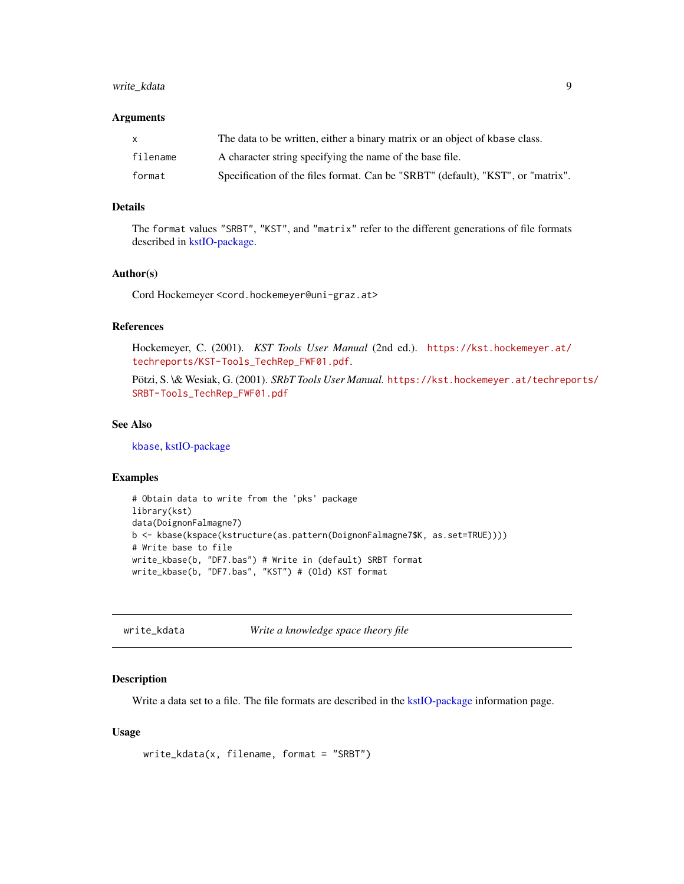### Arguments

| | |
|---|---|
| x | The data to be written, either a binary matrix or an object of kbase class. |
| filename | A character string specifying the name of the base file. |
| format | Specification of the files format. Can be "SRBT" (default), "KST", or "matrix". |

### Details

The format values "SRBT", "KST", and "matrix" refer to the different generations of file formats described in kstIO-package.

### Author(s)

Cord Hockemeyer <cord.hockemeyer@uni-graz.at>

### References

Hockemeyer, C. (2001). *KST Tools User Manual* (2nd ed.). https://kst.hockemeyer.at/techreports/KST-Tools_TechRep_FWF01.pdf.

Pötzi, S. \& Wesiak, G. (2001). *SRbT Tools User Manual.* https://kst.hockemeyer.at/techreports/SRBT-Tools_TechRep_FWF01.pdf

### See Also

kbase, kstIO-package

### Examples

```
# Obtain data to write from the 'pks' package
library(kst)
data(DoignonFalmagne7)
b <- kbase(kspace(kstructure(as.pattern(DoignonFalmagne7$K, as.set=TRUE))))
# Write base to file
write_kbase(b, "DF7.bas") # Write in (default) SRBT format
write_kbase(b, "DF7.bas", "KST") # (Old) KST format
```

---

## write_kdata — *Write a knowledge space theory file*

### Description

Write a data set to a file. The file formats are described in the kstIO-package information page.

### Usage

```
write_kdata(x, filename, format = "SRBT")
```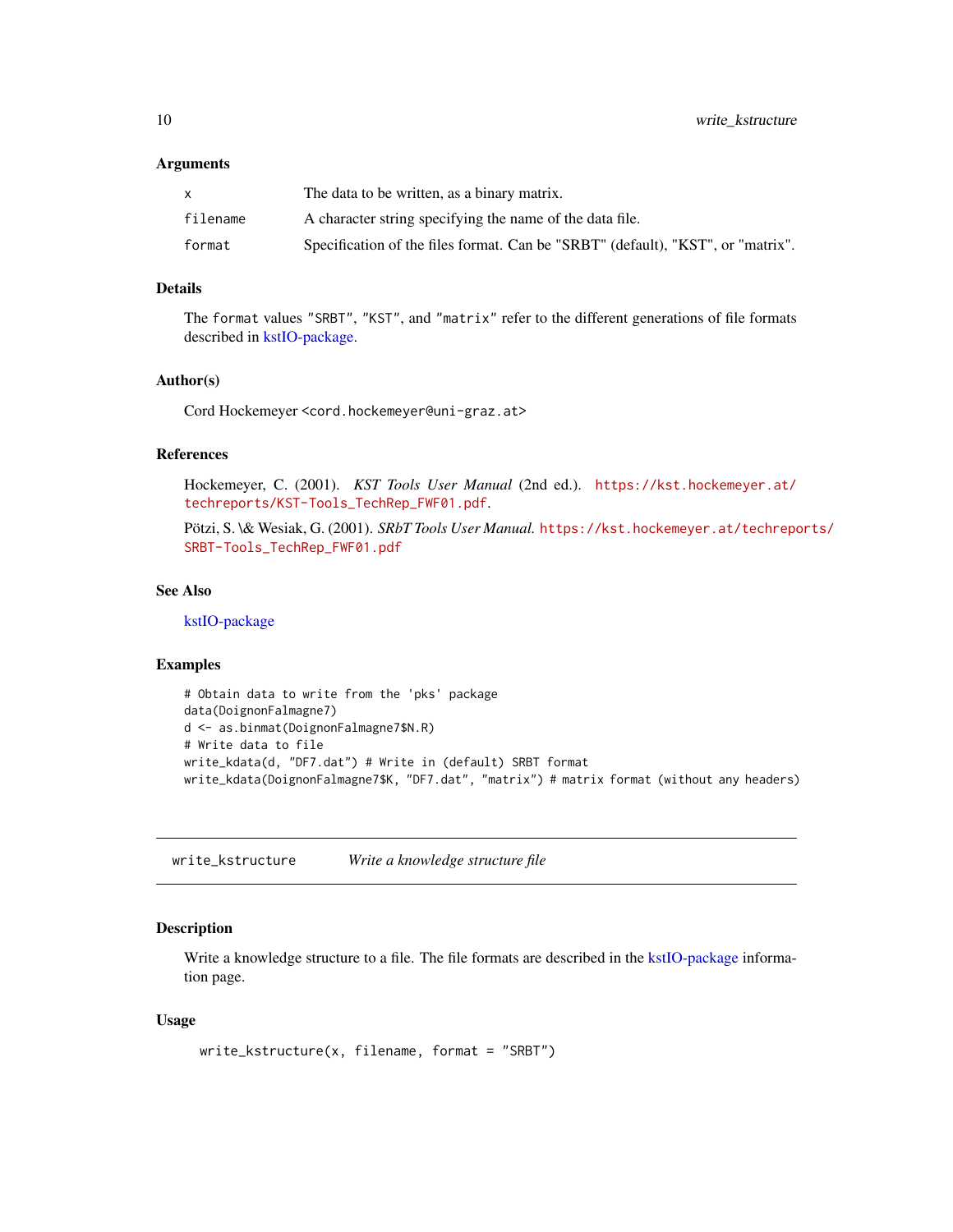### Arguments

| | |
|---|---|
| `x` | The data to be written, as a binary matrix. |
| `filename` | A character string specifying the name of the data file. |
| `format` | Specification of the files format. Can be "SRBT" (default), "KST", or "matrix". |

### Details

The `format` values `"SRBT"`, `"KST"`, and `"matrix"` refer to the different generations of file formats described in kstIO-package.

### Author(s)

Cord Hockemeyer <cord.hockemeyer@uni-graz.at>

### References

Hockemeyer, C. (2001). *KST Tools User Manual* (2nd ed.). https://kst.hockemeyer.at/techreports/KST-Tools_TechRep_FWF01.pdf.

Pötzi, S. \& Wesiak, G. (2001). *SRbT Tools User Manual.* https://kst.hockemeyer.at/techreports/SRBT-Tools_TechRep_FWF01.pdf

### See Also

kstIO-package

### Examples

```
# Obtain data to write from the 'pks' package
data(DoignonFalmagne7)
d <- as.binmat(DoignonFalmagne7$N.R)
# Write data to file
write_kdata(d, "DF7.dat") # Write in (default) SRBT format
write_kdata(DoignonFalmagne7$K, "DF7.dat", "matrix") # matrix format (without any headers)
```

---

## write_kstructure — *Write a knowledge structure file*

### Description

Write a knowledge structure to a file. The file formats are described in the kstIO-package information page.

### Usage

```
write_kstructure(x, filename, format = "SRBT")
```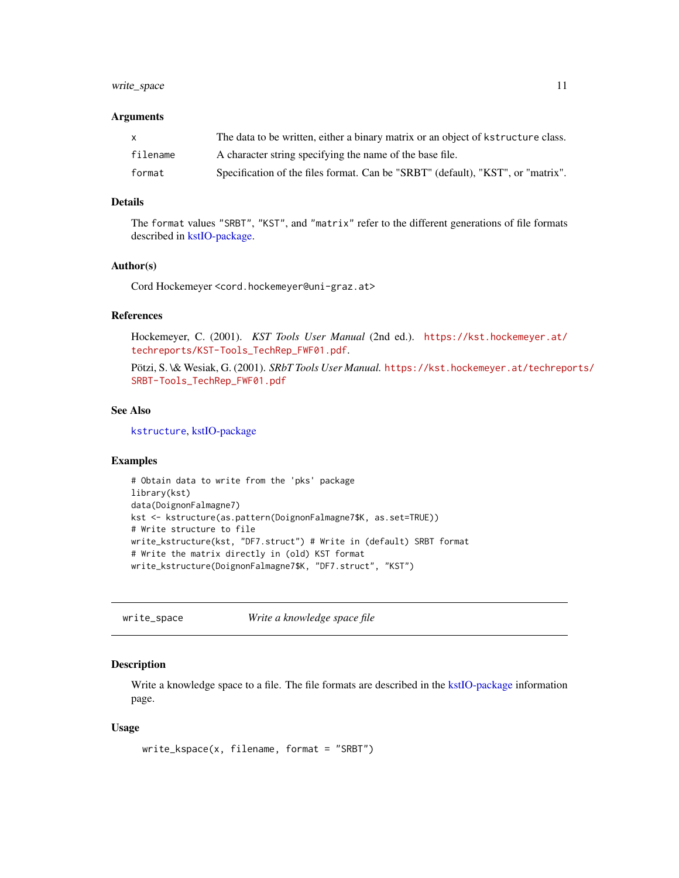### Arguments

| | |
|---|---|
| x | The data to be written, either a binary matrix or an object of kstructure class. |
| filename | A character string specifying the name of the base file. |
| format | Specification of the files format. Can be "SRBT" (default), "KST", or "matrix". |

### Details

The format values "SRBT", "KST", and "matrix" refer to the different generations of file formats described in kstIO-package.

### Author(s)

Cord Hockemeyer <cord.hockemeyer@uni-graz.at>

### References

Hockemeyer, C. (2001). *KST Tools User Manual* (2nd ed.). https://kst.hockemeyer.at/techreports/KST-Tools_TechRep_FWF01.pdf.

Pötzi, S. \& Wesiak, G. (2001). *SRbT Tools User Manual.* https://kst.hockemeyer.at/techreports/SRBT-Tools_TechRep_FWF01.pdf

### See Also

kstructure, kstIO-package

### Examples

```
# Obtain data to write from the 'pks' package
library(kst)
data(DoignonFalmagne7)
kst <- kstructure(as.pattern(DoignonFalmagne7$K, as.set=TRUE))
# Write structure to file
write_kstructure(kst, "DF7.struct") # Write in (default) SRBT format
# Write the matrix directly in (old) KST format
write_kstructure(DoignonFalmagne7$K, "DF7.struct", "KST")
```

---

## write_space — *Write a knowledge space file*

---

### Description

Write a knowledge space to a file. The file formats are described in the kstIO-package information page.

### Usage

```
write_kspace(x, filename, format = "SRBT")
```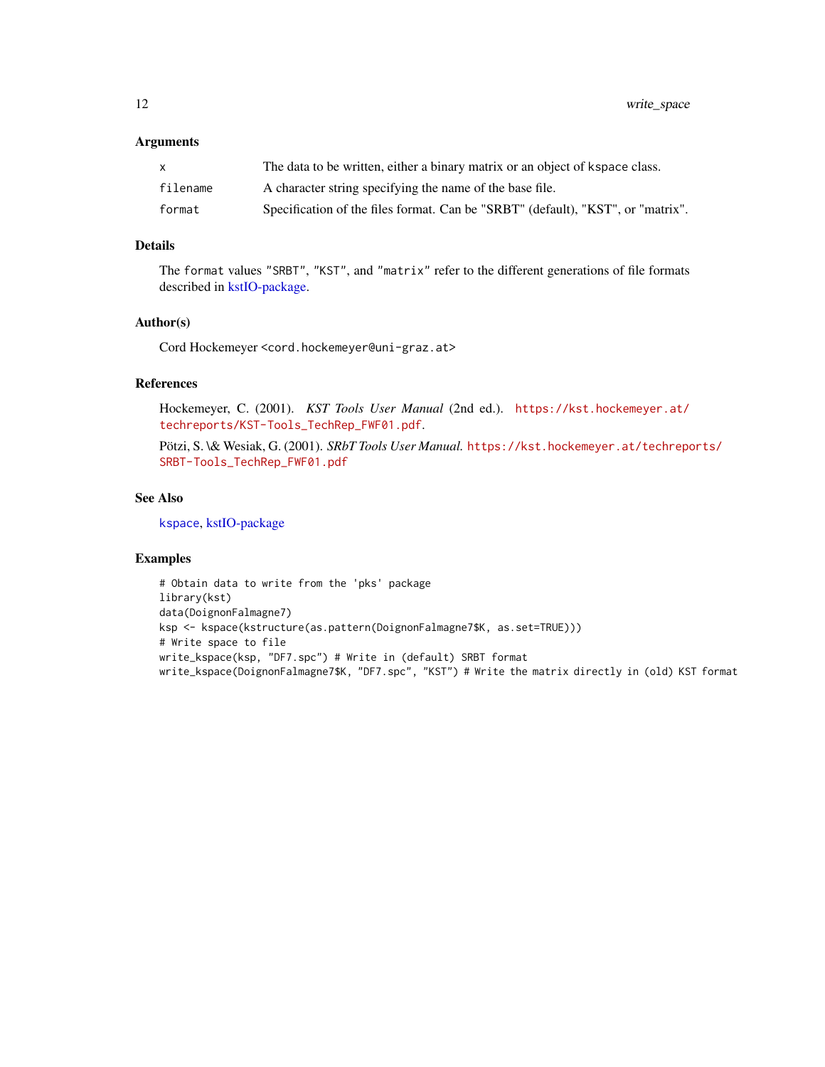### Arguments

| | |
|---|---|
| `x` | The data to be written, either a binary matrix or an object of `kspace` class. |
| `filename` | A character string specifying the name of the base file. |
| `format` | Specification of the files format. Can be "SRBT" (default), "KST", or "matrix". |

### Details

The `format` values `"SRBT"`, `"KST"`, and `"matrix"` refer to the different generations of file formats described in kstIO-package.

### Author(s)

Cord Hockemeyer `<cord.hockemeyer@uni-graz.at>`

### References

Hockemeyer, C. (2001). *KST Tools User Manual* (2nd ed.). `https://kst.hockemeyer.at/techreports/KST-Tools_TechRep_FWF01.pdf`.

Pötzi, S. \& Wesiak, G. (2001). *SRbT Tools User Manual.* `https://kst.hockemeyer.at/techreports/SRBT-Tools_TechRep_FWF01.pdf`

### See Also

`kspace`, kstIO-package

### Examples

```
# Obtain data to write from the 'pks' package
library(kst)
data(DoignonFalmagne7)
ksp <- kspace(kstructure(as.pattern(DoignonFalmagne7$K, as.set=TRUE)))
# Write space to file
write_kspace(ksp, "DF7.spc") # Write in (default) SRBT format
write_kspace(DoignonFalmagne7$K, "DF7.spc", "KST") # Write the matrix directly in (old) KST format
```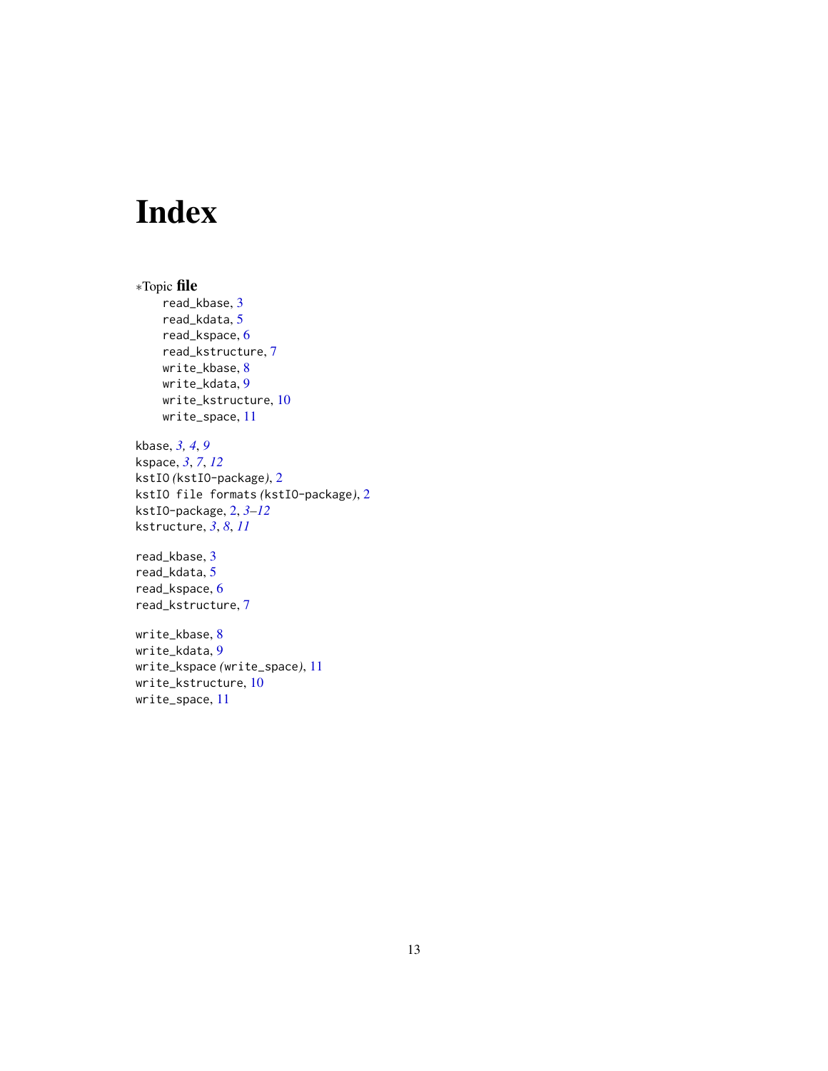# Index

*Topic **file**

- read_kbase, 3
- read_kdata, 5
- read_kspace, 6
- read_kstructure, 7
- write_kbase, 8
- write_kdata, 9
- write_kstructure, 10
- write_space, 11

kbase, *3, 4*, *9*
kspace, *3*, *7*, *12*
kstIO *(*kstIO-package*)*, 2
kstIO file formats *(*kstIO-package*)*, 2
kstIO-package, 2, *3–12*
kstructure, *3*, *8*, *11*

read_kbase, 3
read_kdata, 5
read_kspace, 6
read_kstructure, 7

write_kbase, 8
write_kdata, 9
write_kspace *(*write_space*)*, 11
write_kstructure, 10
write_space, 11